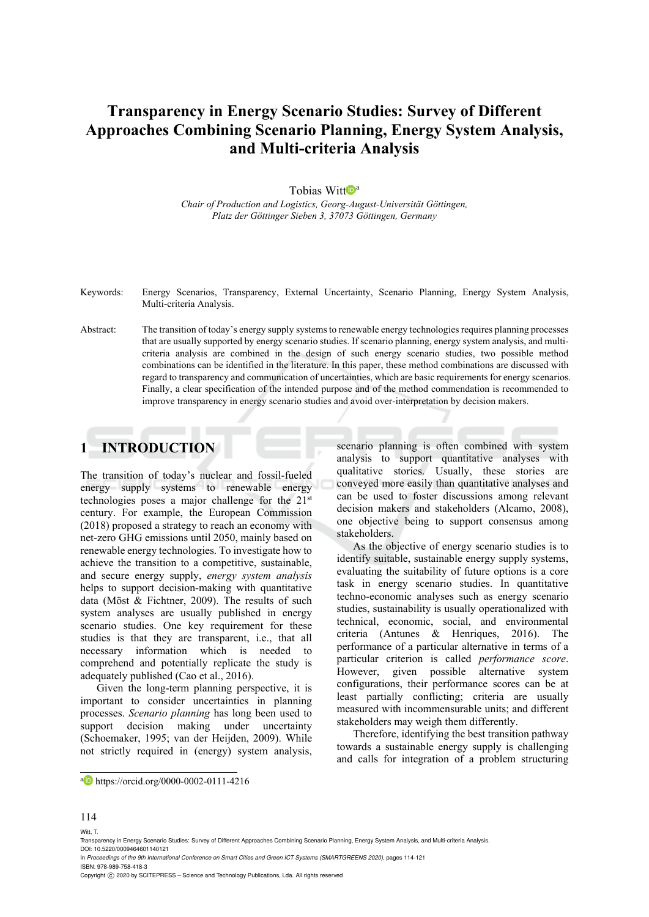# Transparency in Energy Scenario Studies: Survey of Different Approaches Combining Scenario Planning, Energy System Analysis, and Multi-criteria Analysis

Tobias Witt[a]

*Chair of Production and Logistics, Georg-August-Universität Göttingen, Platz der Göttinger Sieben 3, 37073 Göttingen, Germany*

Keywords: Energy Scenarios, Transparency, External Uncertainty, Scenario Planning, Energy System Analysis, Multi-criteria Analysis.

Abstract: The transition of today's energy supply systems to renewable energy technologies requires planning processes that are usually supported by energy scenario studies. If scenario planning, energy system analysis, and multi-criteria analysis are combined in the design of such energy scenario studies, two possible method combinations can be identified in the literature. In this paper, these method combinations are discussed with regard to transparency and communication of uncertainties, which are basic requirements for energy scenarios. Finally, a clear specification of the intended purpose and of the method commendation is recommended to improve transparency in energy scenario studies and avoid over-interpretation by decision makers.

## 1 INTRODUCTION

The transition of today's nuclear and fossil-fueled energy supply systems to renewable energy technologies poses a major challenge for the 21st century. For example, the European Commission (2018) proposed a strategy to reach an economy with net-zero GHG emissions until 2050, mainly based on renewable energy technologies. To investigate how to achieve the transition to a competitive, sustainable, and secure energy supply, *energy system analysis* helps to support decision-making with quantitative data (Möst & Fichtner, 2009). The results of such system analyses are usually published in energy scenario studies. One key requirement for these studies is that they are transparent, i.e., that all necessary information which is needed to comprehend and potentially replicate the study is adequately published (Cao et al., 2016).

Given the long-term planning perspective, it is important to consider uncertainties in planning processes. *Scenario planning* has long been used to support decision making under uncertainty (Schoemaker, 1995; van der Heijden, 2009). While not strictly required in (energy) system analysis, scenario planning is often combined with system analysis to support quantitative analyses with qualitative stories. Usually, these stories are conveyed more easily than quantitative analyses and can be used to foster discussions among relevant decision makers and stakeholders (Alcamo, 2008), one objective being to support consensus among stakeholders.

As the objective of energy scenario studies is to identify suitable, sustainable energy supply systems, evaluating the suitability of future options is a core task in energy scenario studies. In quantitative techno-economic analyses such as energy scenario studies, sustainability is usually operationalized with technical, economic, social, and environmental criteria (Antunes & Henriques, 2016). The performance of a particular alternative in terms of a particular criterion is called *performance score*. However, given possible alternative system configurations, their performance scores can be at least partially conflicting; criteria are usually measured with incommensurable units; and different stakeholders may weigh them differently.

Therefore, identifying the best transition pathway towards a sustainable energy supply is challenging and calls for integration of a problem structuring

[a] https://orcid.org/0000-0002-0111-4216

Witt, T.
Transparency in Energy Scenario Studies: Survey of Different Approaches Combining Scenario Planning, Energy System Analysis, and Multi-criteria Analysis.
DOI: 10.5220/0009464601140121
In *Proceedings of the 9th International Conference on Smart Cities and Green ICT Systems (SMARTGREENS 2020)*, pages 114-121
ISBN: 978-989-758-418-3
Copyright © 2020 by SCITEPRESS – Science and Technology Publications, Lda. All rights reserved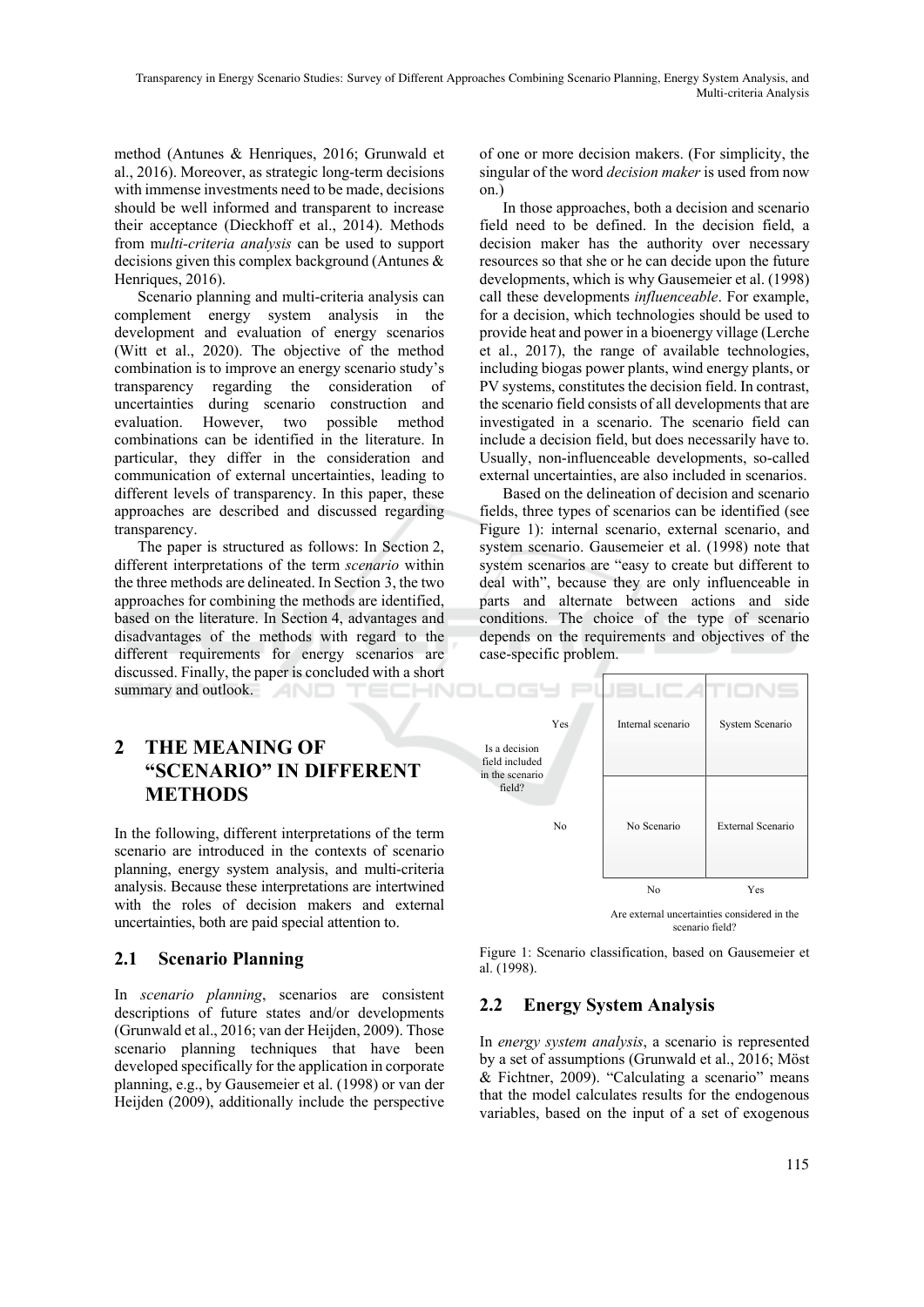method (Antunes & Henriques, 2016; Grunwald et al., 2016). Moreover, as strategic long-term decisions with immense investments need to be made, decisions should be well informed and transparent to increase their acceptance (Dieckhoff et al., 2014). Methods from m*ulti-criteria analysis* can be used to support decisions given this complex background (Antunes & Henriques, 2016).

Scenario planning and multi-criteria analysis can complement energy system analysis in the development and evaluation of energy scenarios (Witt et al., 2020). The objective of the method combination is to improve an energy scenario study's transparency regarding the consideration of uncertainties during scenario construction and evaluation. However, two possible method combinations can be identified in the literature. In particular, they differ in the consideration and communication of external uncertainties, leading to different levels of transparency. In this paper, these approaches are described and discussed regarding transparency.

The paper is structured as follows: In Section 2, different interpretations of the term *scenario* within the three methods are delineated. In Section 3, the two approaches for combining the methods are identified, based on the literature. In Section 4, advantages and disadvantages of the methods with regard to the different requirements for energy scenarios are discussed. Finally, the paper is concluded with a short summary and outlook.

## 2 THE MEANING OF "SCENARIO" IN DIFFERENT METHODS

In the following, different interpretations of the term scenario are introduced in the contexts of scenario planning, energy system analysis, and multi-criteria analysis. Because these interpretations are intertwined with the roles of decision makers and external uncertainties, both are paid special attention to.

### 2.1 Scenario Planning

In *scenario planning*, scenarios are consistent descriptions of future states and/or developments (Grunwald et al., 2016; van der Heijden, 2009). Those scenario planning techniques that have been developed specifically for the application in corporate planning, e.g., by Gausemeier et al. (1998) or van der Heijden (2009), additionally include the perspective of one or more decision makers. (For simplicity, the singular of the word *decision maker* is used from now on.)

In those approaches, both a decision and scenario field need to be defined. In the decision field, a decision maker has the authority over necessary resources so that she or he can decide upon the future developments, which is why Gausemeier et al. (1998) call these developments *influenceable*. For example, for a decision, which technologies should be used to provide heat and power in a bioenergy village (Lerche et al., 2017), the range of available technologies, including biogas power plants, wind energy plants, or PV systems, constitutes the decision field. In contrast, the scenario field consists of all developments that are investigated in a scenario. The scenario field can include a decision field, but does necessarily have to. Usually, non-influenceable developments, so-called external uncertainties, are also included in scenarios.

Based on the delineation of decision and scenario fields, three types of scenarios can be identified (see Figure 1): internal scenario, external scenario, and system scenario. Gausemeier et al. (1998) note that system scenarios are "easy to create but different to deal with", because they are only influenceable in parts and alternate between actions and side conditions. The choice of the type of scenario depends on the requirements and objectives of the case-specific problem.

| Is a decision field included in the scenario field? | Are external uncertainties considered in the scenario field? No | Are external uncertainties considered in the scenario field? Yes |
|---|---|---|
| Yes | Internal scenario | System Scenario |
| No | No Scenario | External Scenario |

Figure 1: Scenario classification, based on Gausemeier et al. (1998).

### 2.2 Energy System Analysis

In *energy system analysis*, a scenario is represented by a set of assumptions (Grunwald et al., 2016; Möst & Fichtner, 2009). "Calculating a scenario" means that the model calculates results for the endogenous variables, based on the input of a set of exogenous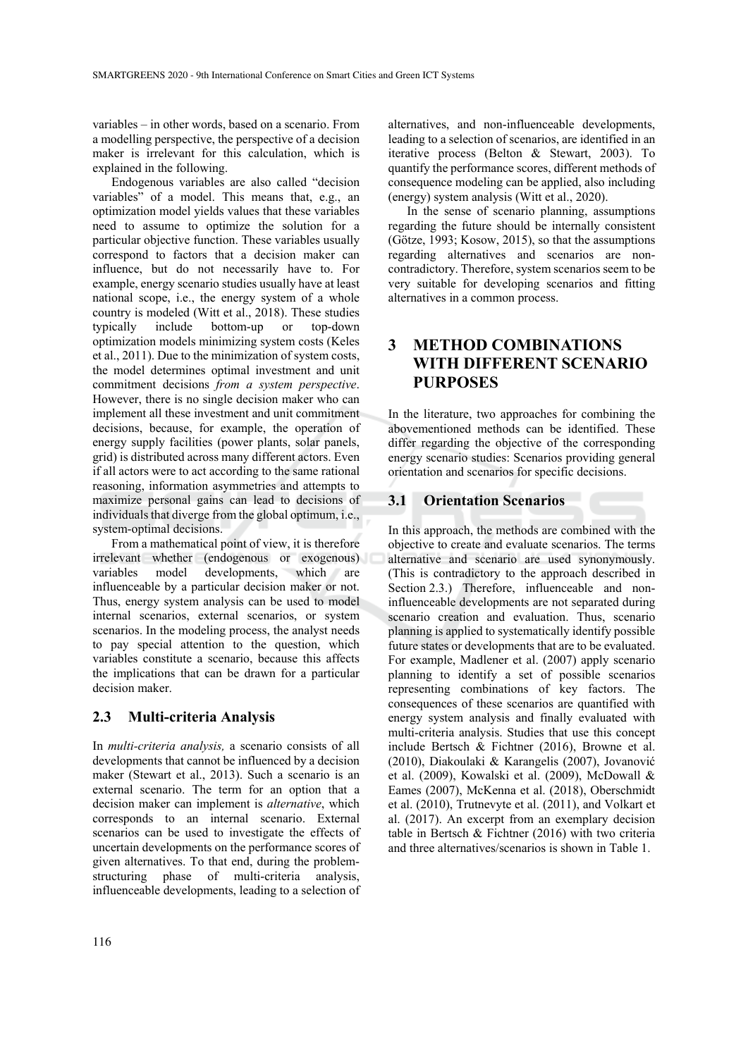variables – in other words, based on a scenario. From a modelling perspective, the perspective of a decision maker is irrelevant for this calculation, which is explained in the following.

Endogenous variables are also called "decision variables" of a model. This means that, e.g., an optimization model yields values that these variables need to assume to optimize the solution for a particular objective function. These variables usually correspond to factors that a decision maker can influence, but do not necessarily have to. For example, energy scenario studies usually have at least national scope, i.e., the energy system of a whole country is modeled (Witt et al., 2018). These studies typically include bottom-up or top-down optimization models minimizing system costs (Keles et al., 2011). Due to the minimization of system costs, the model determines optimal investment and unit commitment decisions *from a system perspective*. However, there is no single decision maker who can implement all these investment and unit commitment decisions, because, for example, the operation of energy supply facilities (power plants, solar panels, grid) is distributed across many different actors. Even if all actors were to act according to the same rational reasoning, information asymmetries and attempts to maximize personal gains can lead to decisions of individuals that diverge from the global optimum, i.e., system-optimal decisions.

From a mathematical point of view, it is therefore irrelevant whether (endogenous or exogenous) variables model developments, which are influenceable by a particular decision maker or not. Thus, energy system analysis can be used to model internal scenarios, external scenarios, or system scenarios. In the modeling process, the analyst needs to pay special attention to the question, which variables constitute a scenario, because this affects the implications that can be drawn for a particular decision maker.

### 2.3 Multi-criteria Analysis

In *multi-criteria analysis,* a scenario consists of all developments that cannot be influenced by a decision maker (Stewart et al., 2013). Such a scenario is an external scenario. The term for an option that a decision maker can implement is *alternative*, which corresponds to an internal scenario. External scenarios can be used to investigate the effects of uncertain developments on the performance scores of given alternatives. To that end, during the problem-structuring phase of multi-criteria analysis, influenceable developments, leading to a selection of alternatives, and non-influenceable developments, leading to a selection of scenarios, are identified in an iterative process (Belton & Stewart, 2003). To quantify the performance scores, different methods of consequence modeling can be applied, also including (energy) system analysis (Witt et al., 2020).

In the sense of scenario planning, assumptions regarding the future should be internally consistent (Götze, 1993; Kosow, 2015), so that the assumptions regarding alternatives and scenarios are non-contradictory. Therefore, system scenarios seem to be very suitable for developing scenarios and fitting alternatives in a common process.

## 3 METHOD COMBINATIONS WITH DIFFERENT SCENARIO PURPOSES

In the literature, two approaches for combining the abovementioned methods can be identified. These differ regarding the objective of the corresponding energy scenario studies: Scenarios providing general orientation and scenarios for specific decisions.

### 3.1 Orientation Scenarios

In this approach, the methods are combined with the objective to create and evaluate scenarios. The terms alternative and scenario are used synonymously. (This is contradictory to the approach described in Section 2.3.) Therefore, influenceable and non-influenceable developments are not separated during scenario creation and evaluation. Thus, scenario planning is applied to systematically identify possible future states or developments that are to be evaluated. For example, Madlener et al. (2007) apply scenario planning to identify a set of possible scenarios representing combinations of key factors. The consequences of these scenarios are quantified with energy system analysis and finally evaluated with multi-criteria analysis. Studies that use this concept include Bertsch & Fichtner (2016), Browne et al. (2010), Diakoulaki & Karangelis (2007), Jovanović et al. (2009), Kowalski et al. (2009), McDowall & Eames (2007), McKenna et al. (2018), Oberschmidt et al. (2010), Trutnevyte et al. (2011), and Volkart et al. (2017). An excerpt from an exemplary decision table in Bertsch & Fichtner (2016) with two criteria and three alternatives/scenarios is shown in Table 1.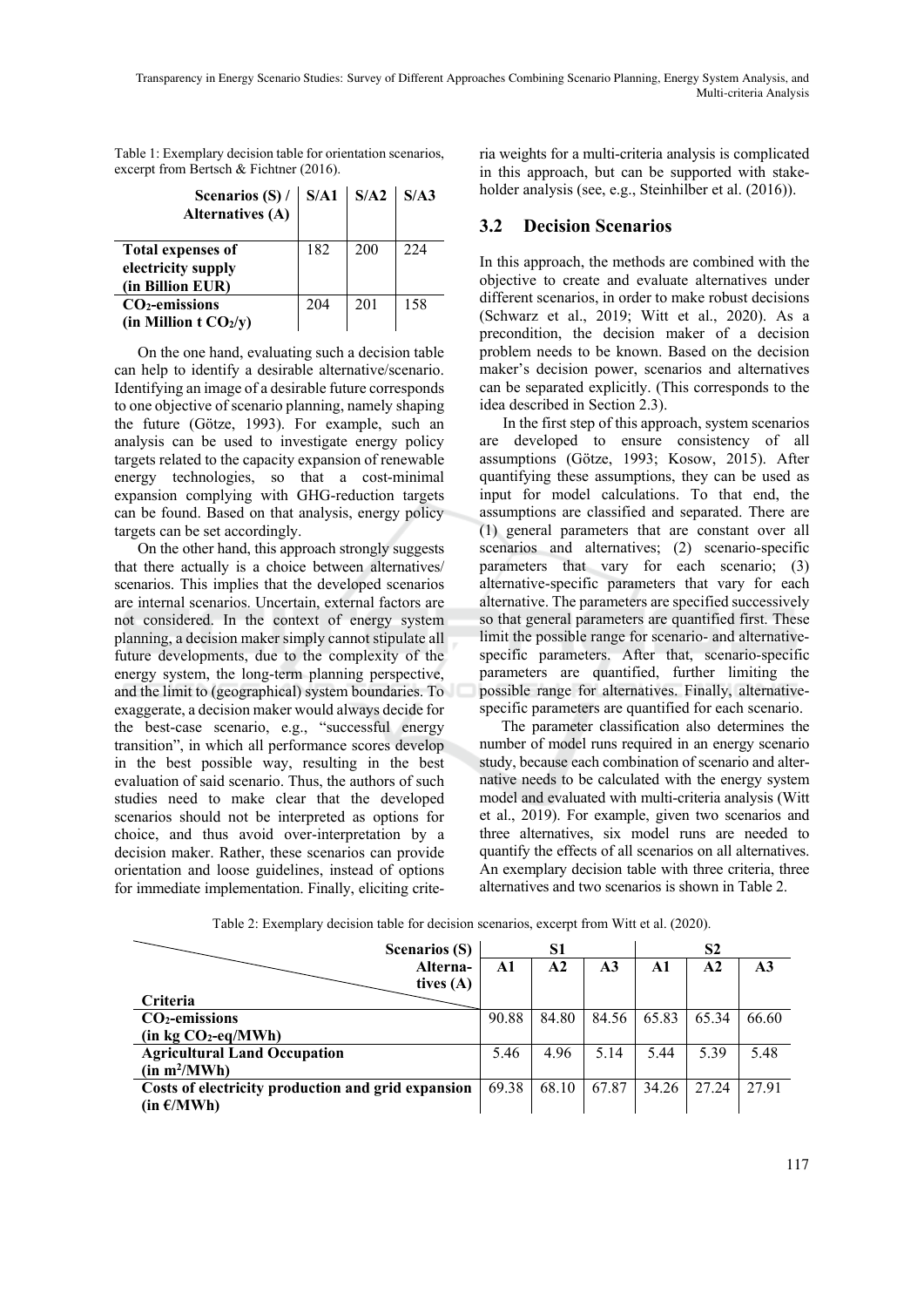Table 1: Exemplary decision table for orientation scenarios, excerpt from Bertsch & Fichtner (2016).

| Scenarios (S) / Alternatives (A) | S/A1 | S/A2 | S/A3 |
|---|---|---|---|
| **Total expenses of electricity supply (in Billion EUR)** | 182 | 200 | 224 |
| **$CO_2$-emissions (in Million t $CO_2$/y)** | 204 | 201 | 158 |

On the one hand, evaluating such a decision table can help to identify a desirable alternative/scenario. Identifying an image of a desirable future corresponds to one objective of scenario planning, namely shaping the future (Götze, 1993). For example, such an analysis can be used to investigate energy policy targets related to the capacity expansion of renewable energy technologies, so that a cost-minimal expansion complying with GHG-reduction targets can be found. Based on that analysis, energy policy targets can be set accordingly.

On the other hand, this approach strongly suggests that there actually is a choice between alternatives/ scenarios. This implies that the developed scenarios are internal scenarios. Uncertain, external factors are not considered. In the context of energy system planning, a decision maker simply cannot stipulate all future developments, due to the complexity of the energy system, the long-term planning perspective, and the limit to (geographical) system boundaries. To exaggerate, a decision maker would always decide for the best-case scenario, e.g., "successful energy transition", in which all performance scores develop in the best possible way, resulting in the best evaluation of said scenario. Thus, the authors of such studies need to make clear that the developed scenarios should not be interpreted as options for choice, and thus avoid over-interpretation by a decision maker. Rather, these scenarios can provide orientation and loose guidelines, instead of options for immediate implementation. Finally, eliciting criteria weights for a multi-criteria analysis is complicated in this approach, but can be supported with stakeholder analysis (see, e.g., Steinhilber et al. (2016)).

## 3.2 Decision Scenarios

In this approach, the methods are combined with the objective to create and evaluate alternatives under different scenarios, in order to make robust decisions (Schwarz et al., 2019; Witt et al., 2020). As a precondition, the decision maker of a decision problem needs to be known. Based on the decision maker's decision power, scenarios and alternatives can be separated explicitly. (This corresponds to the idea described in Section 2.3).

In the first step of this approach, system scenarios are developed to ensure consistency of all assumptions (Götze, 1993; Kosow, 2015). After quantifying these assumptions, they can be used as input for model calculations. To that end, the assumptions are classified and separated. There are (1) general parameters that are constant over all scenarios and alternatives; (2) scenario-specific parameters that vary for each scenario; (3) alternative-specific parameters that vary for each alternative. The parameters are specified successively so that general parameters are quantified first. These limit the possible range for scenario- and alternative-specific parameters. After that, scenario-specific parameters are quantified, further limiting the possible range for alternatives. Finally, alternative-specific parameters are quantified for each scenario.

The parameter classification also determines the number of model runs required in an energy scenario study, because each combination of scenario and alternative needs to be calculated with the energy system model and evaluated with multi-criteria analysis (Witt et al., 2019). For example, given two scenarios and three alternatives, six model runs are needed to quantify the effects of all scenarios on all alternatives. An exemplary decision table with three criteria, three alternatives and two scenarios is shown in Table 2.

Table 2: Exemplary decision table for decision scenarios, excerpt from Witt et al. (2020).

| Scenarios (S) | S1 | | | S2 | | |
|---|---|---|---|---|---|---|
| Alternatives (A) / Criteria | A1 | A2 | A3 | A1 | A2 | A3 |
| **$CO_2$-emissions (in kg $CO_2$-eq/MWh)** | 90.88 | 84.80 | 84.56 | 65.83 | 65.34 | 66.60 |
| **Agricultural Land Occupation (in $m^2$/MWh)** | 5.46 | 4.96 | 5.14 | 5.44 | 5.39 | 5.48 |
| **Costs of electricity production and grid expansion (in €/MWh)** | 69.38 | 68.10 | 67.87 | 34.26 | 27.24 | 27.91 |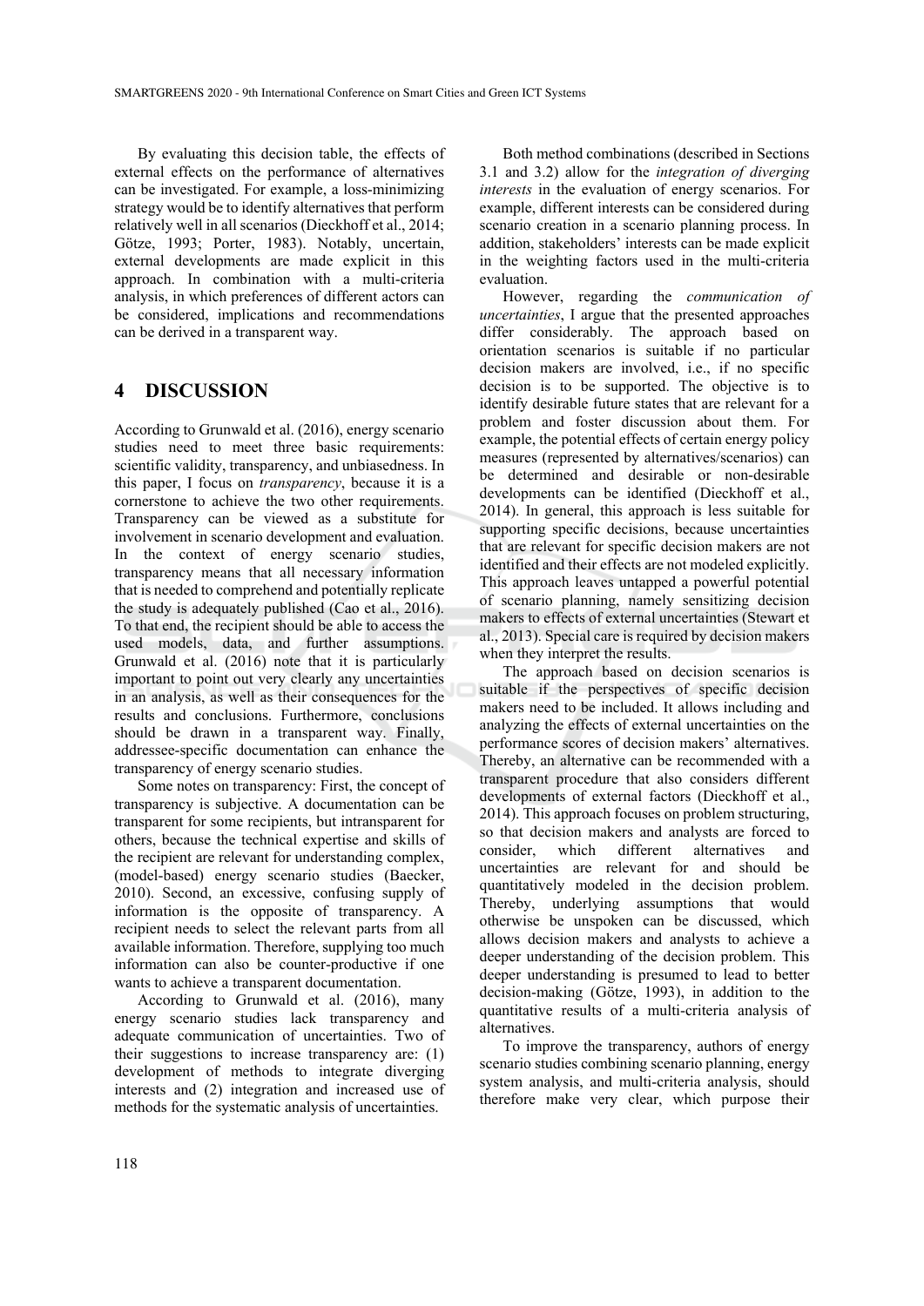By evaluating this decision table, the effects of external effects on the performance of alternatives can be investigated. For example, a loss-minimizing strategy would be to identify alternatives that perform relatively well in all scenarios (Dieckhoff et al., 2014; Götze, 1993; Porter, 1983). Notably, uncertain, external developments are made explicit in this approach. In combination with a multi-criteria analysis, in which preferences of different actors can be considered, implications and recommendations can be derived in a transparent way.

## 4 DISCUSSION

According to Grunwald et al. (2016), energy scenario studies need to meet three basic requirements: scientific validity, transparency, and unbiasedness. In this paper, I focus on *transparency*, because it is a cornerstone to achieve the two other requirements. Transparency can be viewed as a substitute for involvement in scenario development and evaluation. In the context of energy scenario studies, transparency means that all necessary information that is needed to comprehend and potentially replicate the study is adequately published (Cao et al., 2016). To that end, the recipient should be able to access the used models, data, and further assumptions. Grunwald et al. (2016) note that it is particularly important to point out very clearly any uncertainties in an analysis, as well as their consequences for the results and conclusions. Furthermore, conclusions should be drawn in a transparent way. Finally, addressee-specific documentation can enhance the transparency of energy scenario studies.

Some notes on transparency: First, the concept of transparency is subjective. A documentation can be transparent for some recipients, but intransparent for others, because the technical expertise and skills of the recipient are relevant for understanding complex, (model-based) energy scenario studies (Baecker, 2010). Second, an excessive, confusing supply of information is the opposite of transparency. A recipient needs to select the relevant parts from all available information. Therefore, supplying too much information can also be counter-productive if one wants to achieve a transparent documentation.

According to Grunwald et al. (2016), many energy scenario studies lack transparency and adequate communication of uncertainties. Two of their suggestions to increase transparency are: (1) development of methods to integrate diverging interests and (2) integration and increased use of methods for the systematic analysis of uncertainties.

Both method combinations (described in Sections 3.1 and 3.2) allow for the *integration of diverging interests* in the evaluation of energy scenarios. For example, different interests can be considered during scenario creation in a scenario planning process. In addition, stakeholders' interests can be made explicit in the weighting factors used in the multi-criteria evaluation.

However, regarding the *communication of uncertainties*, I argue that the presented approaches differ considerably. The approach based on orientation scenarios is suitable if no particular decision makers are involved, i.e., if no specific decision is to be supported. The objective is to identify desirable future states that are relevant for a problem and foster discussion about them. For example, the potential effects of certain energy policy measures (represented by alternatives/scenarios) can be determined and desirable or non-desirable developments can be identified (Dieckhoff et al., 2014). In general, this approach is less suitable for supporting specific decisions, because uncertainties that are relevant for specific decision makers are not identified and their effects are not modeled explicitly. This approach leaves untapped a powerful potential of scenario planning, namely sensitizing decision makers to effects of external uncertainties (Stewart et al., 2013). Special care is required by decision makers when they interpret the results.

The approach based on decision scenarios is suitable if the perspectives of specific decision makers need to be included. It allows including and analyzing the effects of external uncertainties on the performance scores of decision makers' alternatives. Thereby, an alternative can be recommended with a transparent procedure that also considers different developments of external factors (Dieckhoff et al., 2014). This approach focuses on problem structuring, so that decision makers and analysts are forced to consider, which different alternatives and uncertainties are relevant for and should be quantitatively modeled in the decision problem. Thereby, underlying assumptions that would otherwise be unspoken can be discussed, which allows decision makers and analysts to achieve a deeper understanding of the decision problem. This deeper understanding is presumed to lead to better decision-making (Götze, 1993), in addition to the quantitative results of a multi-criteria analysis of alternatives.

To improve the transparency, authors of energy scenario studies combining scenario planning, energy system analysis, and multi-criteria analysis, should therefore make very clear, which purpose their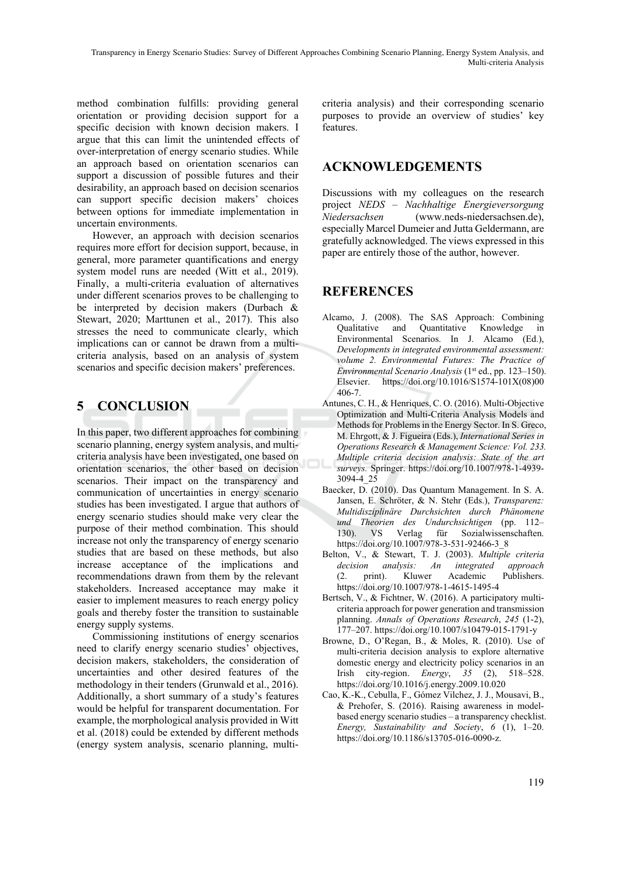method combination fulfills: providing general orientation or providing decision support for a specific decision with known decision makers. I argue that this can limit the unintended effects of over-interpretation of energy scenario studies. While an approach based on orientation scenarios can support a discussion of possible futures and their desirability, an approach based on decision scenarios can support specific decision makers' choices between options for immediate implementation in uncertain environments.

However, an approach with decision scenarios requires more effort for decision support, because, in general, more parameter quantifications and energy system model runs are needed (Witt et al., 2019). Finally, a multi-criteria evaluation of alternatives under different scenarios proves to be challenging to be interpreted by decision makers (Durbach & Stewart, 2020; Marttunen et al., 2017). This also stresses the need to communicate clearly, which implications can or cannot be drawn from a multi-criteria analysis, based on an analysis of system scenarios and specific decision makers' preferences.

## 5 CONCLUSION

In this paper, two different approaches for combining scenario planning, energy system analysis, and multi-criteria analysis have been investigated, one based on orientation scenarios, the other based on decision scenarios. Their impact on the transparency and communication of uncertainties in energy scenario studies has been investigated. I argue that authors of energy scenario studies should make very clear the purpose of their method combination. This should increase not only the transparency of energy scenario studies that are based on these methods, but also increase acceptance of the implications and recommendations drawn from them by the relevant stakeholders. Increased acceptance may make it easier to implement measures to reach energy policy goals and thereby foster the transition to sustainable energy supply systems.

Commissioning institutions of energy scenarios need to clarify energy scenario studies' objectives, decision makers, stakeholders, the consideration of uncertainties and other desired features of the methodology in their tenders (Grunwald et al., 2016). Additionally, a short summary of a study's features would be helpful for transparent documentation. For example, the morphological analysis provided in Witt et al. (2018) could be extended by different methods (energy system analysis, scenario planning, multi-criteria analysis) and their corresponding scenario purposes to provide an overview of studies' key features.

## ACKNOWLEDGEMENTS

Discussions with my colleagues on the research project *NEDS – Nachhaltige Energieversorgung Niedersachsen* (www.neds-niedersachsen.de), especially Marcel Dumeier and Jutta Geldermann, are gratefully acknowledged. The views expressed in this paper are entirely those of the author, however.

## REFERENCES

Alcamo, J. (2008). The SAS Approach: Combining Qualitative and Quantitative Knowledge in Environmental Scenarios. In J. Alcamo (Ed.), *Developments in integrated environmental assessment: volume 2. Environmental Futures: The Practice of Environmental Scenario Analysis* (1st ed., pp. 123–150). Elsevier. https://doi.org/10.1016/S1574-101X(08)00406-7.

Antunes, C. H., & Henriques, C. O. (2016). Multi-Objective Optimization and Multi-Criteria Analysis Models and Methods for Problems in the Energy Sector. In S. Greco, M. Ehrgott, & J. Figueira (Eds.), *International Series in Operations Research & Management Science: Vol. 233. Multiple criteria decision analysis: State of the art surveys.* Springer. https://doi.org/10.1007/978-1-4939-3094-4_25

Baecker, D. (2010). Das Quantum Management. In S. A. Jansen, E. Schröter, & N. Stehr (Eds.), *Transparenz: Multidisziplinäre Durchsichten durch Phänomene und Theorien des Undurchsichtigen* (pp. 112–130). VS Verlag für Sozialwissenschaften. https://doi.org/10.1007/978-3-531-92466-3_8

Belton, V., & Stewart, T. J. (2003). *Multiple criteria decision analysis: An integrated approach* (2. print). Kluwer Academic Publishers. https://doi.org/10.1007/978-1-4615-1495-4

Bertsch, V., & Fichtner, W. (2016). A participatory multi-criteria approach for power generation and transmission planning. *Annals of Operations Research*, *245* (1-2), 177–207. https://doi.org/10.1007/s10479-015-1791-y

Browne, D., O'Regan, B., & Moles, R. (2010). Use of multi-criteria decision analysis to explore alternative domestic energy and electricity policy scenarios in an Irish city-region. *Energy*, *35* (2), 518–528. https://doi.org/10.1016/j.energy.2009.10.020

Cao, K.-K., Cebulla, F., Gómez Vilchez, J. J., Mousavi, B., & Prehofer, S. (2016). Raising awareness in model-based energy scenario studies – a transparency checklist. *Energy, Sustainability and Society*, *6* (1), 1–20. https://doi.org/10.1186/s13705-016-0090-z.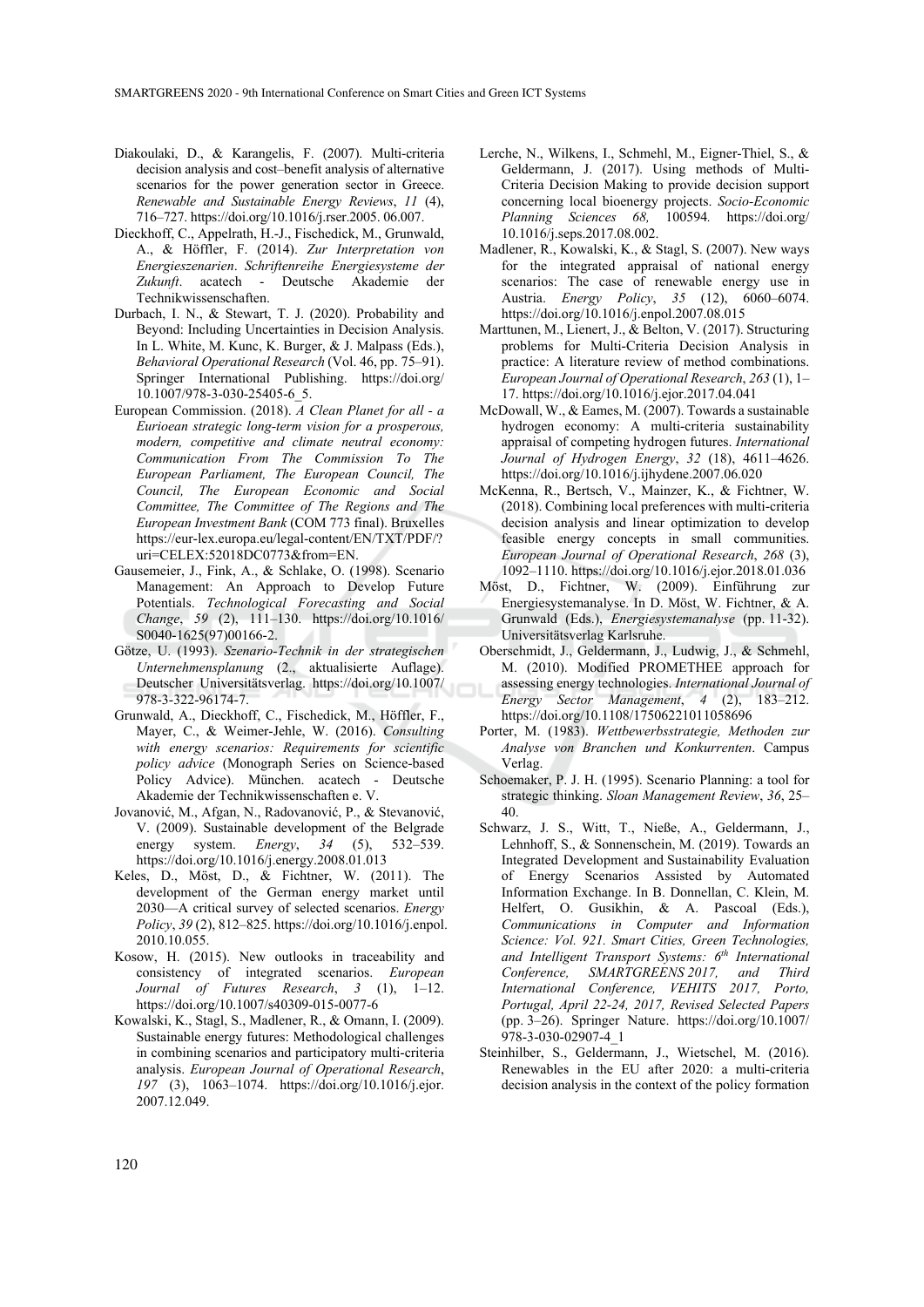Diakoulaki, D., & Karangelis, F. (2007). Multi-criteria decision analysis and cost–benefit analysis of alternative scenarios for the power generation sector in Greece. *Renewable and Sustainable Energy Reviews*, *11* (4), 716–727. https://doi.org/10.1016/j.rser.2005. 06.007.

Dieckhoff, C., Appelrath, H.-J., Fischedick, M., Grunwald, A., & Höffler, F. (2014). *Zur Interpretation von Energieszenarien*. *Schriftenreihe Energiesysteme der Zukunft*. acatech - Deutsche Akademie der Technikwissenschaften.

Durbach, I. N., & Stewart, T. J. (2020). Probability and Beyond: Including Uncertainties in Decision Analysis. In L. White, M. Kunc, K. Burger, & J. Malpass (Eds.), *Behavioral Operational Research* (Vol. 46, pp. 75–91). Springer International Publishing. https://doi.org/ 10.1007/978-3-030-25405-6_5.

European Commission. (2018). *A Clean Planet for all - a Eurioean strategic long-term vision for a prosperous, modern, competitive and climate neutral economy: Communication From The Commission To The European Parliament, The European Council, The Council, The European Economic and Social Committee, The Committee of The Regions and The European Investment Bank* (COM 773 final). Bruxelles https://eur-lex.europa.eu/legal-content/EN/TXT/PDF/?uri=CELEX:52018DC0773&from=EN.

Gausemeier, J., Fink, A., & Schlake, O. (1998). Scenario Management: An Approach to Develop Future Potentials. *Technological Forecasting and Social Change*, *59* (2), 111–130. https://doi.org/10.1016/ S0040-1625(97)00166-2.

Götze, U. (1993). *Szenario-Technik in der strategischen Unternehmensplanung* (2., aktualisierte Auflage). Deutscher Universitätsverlag. https://doi.org/10.1007/ 978-3-322-96174-7.

Grunwald, A., Dieckhoff, C., Fischedick, M., Höffler, F., Mayer, C., & Weimer-Jehle, W. (2016). *Consulting with energy scenarios: Requirements for scientific policy advice* (Monograph Series on Science-based Policy Advice). München. acatech - Deutsche Akademie der Technikwissenschaften e. V.

Jovanović, M., Afgan, N., Radovanović, P., & Stevanović, V. (2009). Sustainable development of the Belgrade energy system. *Energy*, *34* (5), 532–539. https://doi.org/10.1016/j.energy.2008.01.013

Keles, D., Möst, D., & Fichtner, W. (2011). The development of the German energy market until 2030—A critical survey of selected scenarios. *Energy Policy*, *39* (2), 812–825. https://doi.org/10.1016/j.enpol. 2010.10.055.

Kosow, H. (2015). New outlooks in traceability and consistency of integrated scenarios. *European Journal of Futures Research*, *3* (1), 1–12. https://doi.org/10.1007/s40309-015-0077-6

Kowalski, K., Stagl, S., Madlener, R., & Omann, I. (2009). Sustainable energy futures: Methodological challenges in combining scenarios and participatory multi-criteria analysis. *European Journal of Operational Research*, *197* (3), 1063–1074. https://doi.org/10.1016/j.ejor. 2007.12.049.

Lerche, N., Wilkens, I., Schmehl, M., Eigner-Thiel, S., & Geldermann, J. (2017). Using methods of Multi-Criteria Decision Making to provide decision support concerning local bioenergy projects. *Socio-Economic Planning Sciences 68,* 100594*.* https://doi.org/ 10.1016/j.seps.2017.08.002.

Madlener, R., Kowalski, K., & Stagl, S. (2007). New ways for the integrated appraisal of national energy scenarios: The case of renewable energy use in Austria. *Energy Policy*, *35* (12), 6060–6074. https://doi.org/10.1016/j.enpol.2007.08.015

Marttunen, M., Lienert, J., & Belton, V. (2017). Structuring problems for Multi-Criteria Decision Analysis in practice: A literature review of method combinations. *European Journal of Operational Research*, *263* (1), 1–17. https://doi.org/10.1016/j.ejor.2017.04.041

McDowall, W., & Eames, M. (2007). Towards a sustainable hydrogen economy: A multi-criteria sustainability appraisal of competing hydrogen futures. *International Journal of Hydrogen Energy*, *32* (18), 4611–4626. https://doi.org/10.1016/j.ijhydene.2007.06.020

McKenna, R., Bertsch, V., Mainzer, K., & Fichtner, W. (2018). Combining local preferences with multi-criteria decision analysis and linear optimization to develop feasible energy concepts in small communities. *European Journal of Operational Research*, *268* (3), 1092–1110. https://doi.org/10.1016/j.ejor.2018.01.036

Möst, D., Fichtner, W. (2009). Einführung zur Energiesystemanalyse. In D. Möst, W. Fichtner, & A. Grunwald (Eds.), *Energiesystemanalyse* (pp. 11-32). Universitätsverlag Karlsruhe.

Oberschmidt, J., Geldermann, J., Ludwig, J., & Schmehl, M. (2010). Modified PROMETHEE approach for assessing energy technologies. *International Journal of Energy Sector Management*, *4* (2), 183–212. https://doi.org/10.1108/17506221011058696

Porter, M. (1983). *Wettbewerbsstrategie, Methoden zur Analyse von Branchen und Konkurrenten*. Campus Verlag.

Schoemaker, P. J. H. (1995). Scenario Planning: a tool for strategic thinking. *Sloan Management Review*, *36*, 25–40.

Schwarz, J. S., Witt, T., Nieße, A., Geldermann, J., Lehnhoff, S., & Sonnenschein, M. (2019). Towards an Integrated Development and Sustainability Evaluation of Energy Scenarios Assisted by Automated Information Exchange. In B. Donnellan, C. Klein, M. Helfert, O. Gusikhin, & A. Pascoal (Eds.), *Communications in Computer and Information Science: Vol. 921. Smart Cities, Green Technologies, and Intelligent Transport Systems: 6th International Conference, SMARTGREENS 2017, and Third International Conference, VEHITS 2017, Porto, Portugal, April 22-24, 2017, Revised Selected Papers* (pp. 3–26). Springer Nature. https://doi.org/10.1007/ 978-3-030-02907-4_1

Steinhilber, S., Geldermann, J., Wietschel, M. (2016). Renewables in the EU after 2020: a multi-criteria decision analysis in the context of the policy formation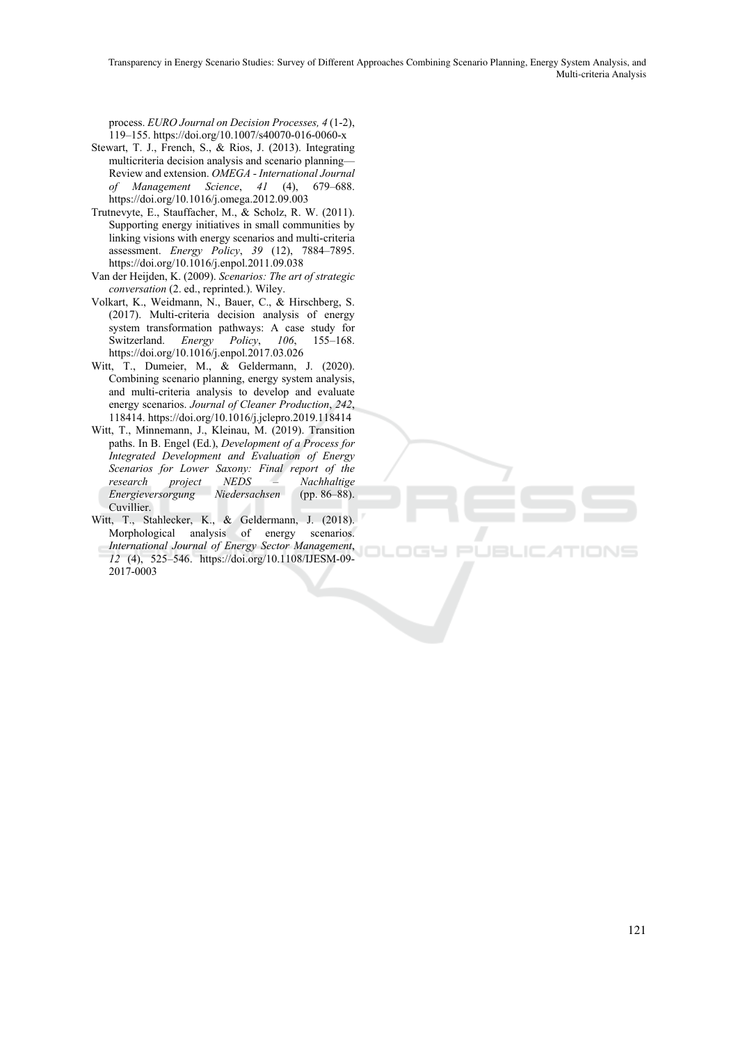process. *EURO Journal on Decision Processes, 4* (1-2), 119–155. https://doi.org/10.1007/s40070-016-0060-x

Stewart, T. J., French, S., & Rios, J. (2013). Integrating multicriteria decision analysis and scenario planning—Review and extension. *OMEGA - International Journal of Management Science*, *41* (4), 679–688. https://doi.org/10.1016/j.omega.2012.09.003

Trutnevyte, E., Stauffacher, M., & Scholz, R. W. (2011). Supporting energy initiatives in small communities by linking visions with energy scenarios and multi-criteria assessment. *Energy Policy*, *39* (12), 7884–7895. https://doi.org/10.1016/j.enpol.2011.09.038

Van der Heijden, K. (2009). *Scenarios: The art of strategic conversation* (2. ed., reprinted.). Wiley.

Volkart, K., Weidmann, N., Bauer, C., & Hirschberg, S. (2017). Multi-criteria decision analysis of energy system transformation pathways: A case study for Switzerland. *Energy Policy*, *106*, 155–168. https://doi.org/10.1016/j.enpol.2017.03.026

Witt, T., Dumeier, M., & Geldermann, J. (2020). Combining scenario planning, energy system analysis, and multi-criteria analysis to develop and evaluate energy scenarios. *Journal of Cleaner Production*, *242*, 118414. https://doi.org/10.1016/j.jclepro.2019.118414

Witt, T., Minnemann, J., Kleinau, M. (2019). Transition paths. In B. Engel (Ed.), *Development of a Process for Integrated Development and Evaluation of Energy Scenarios for Lower Saxony: Final report of the research project NEDS – Nachhaltige Energieversorgung Niedersachsen* (pp. 86–88). Cuvillier.

Witt, T., Stahlecker, K., & Geldermann, J. (2018). Morphological analysis of energy scenarios. *International Journal of Energy Sector Management*, *12* (4), 525–546. https://doi.org/10.1108/IJESM-09-2017-0003